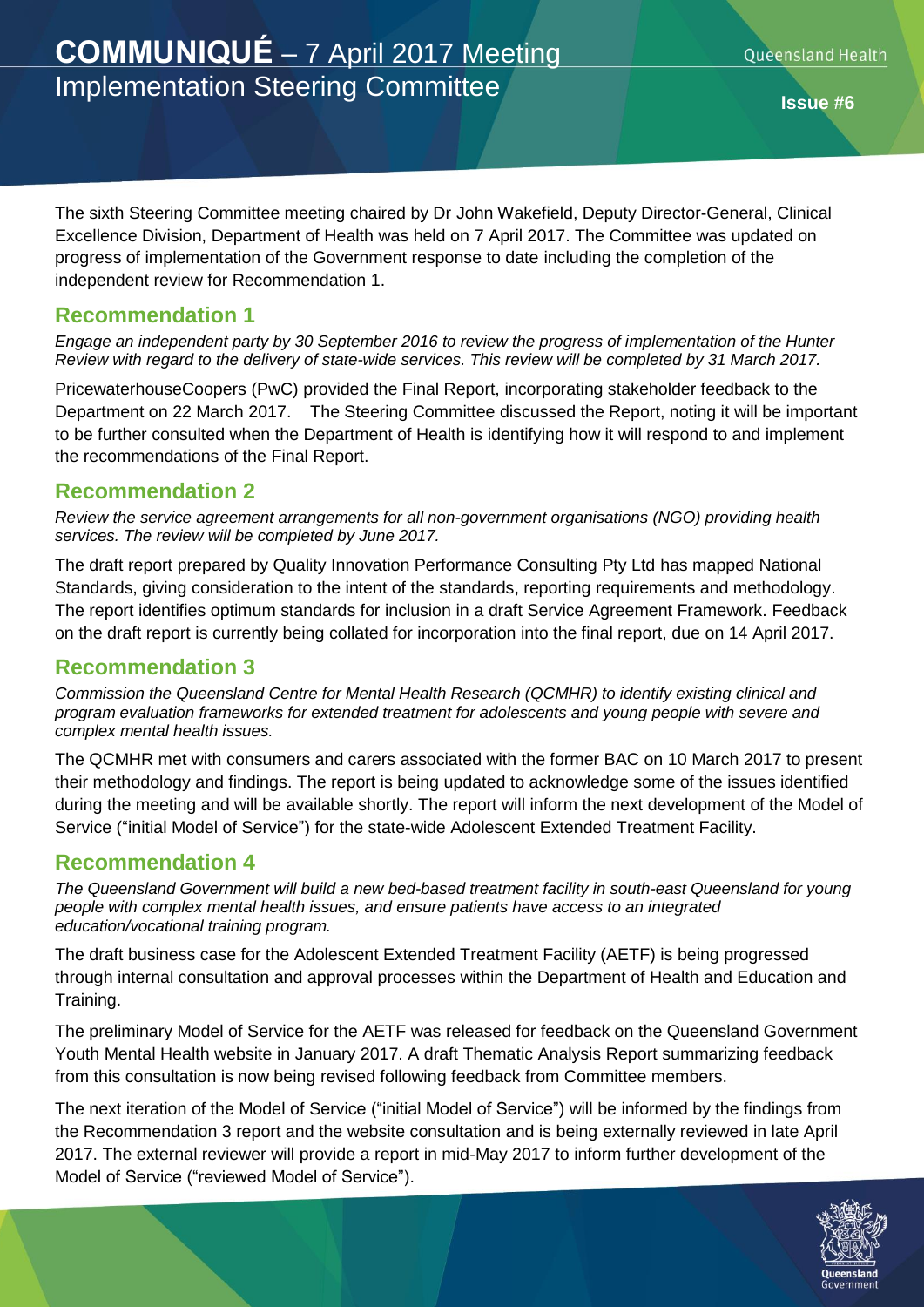# COMMUNIQUÉ – 7 April 2017 Meeting

## Implementation Steering Committee

**Issue #6**

The sixth Steering Committee meeting chaired by Dr John Wakefield, Deputy Director-General, Clinical Excellence Division, Department of Health was held on 7 April 2017. The Committee was updated on progress of implementation of the Government response to date including the completion of the independent review for Recommendation 1.

## Recommendation 1

*Engage an independent party by 30 September 2016 to review the progress of implementation of the Hunter Review with regard to the delivery of state-wide services. This review will be completed by 31 March 2017.*

PricewaterhouseCoopers (PwC) provided the Final Report, incorporating stakeholder feedback to the Department on 22 March 2017. The Steering Committee discussed the Report, noting it will be important to be further consulted when the Department of Health is identifying how it will respond to and implement the recommendations of the Final Report.

## Recommendation 2

*Review the service agreement arrangements for all non-government organisations (NGO) providing health services. The review will be completed by June 2017.*

The draft report prepared by Quality Innovation Performance Consulting Pty Ltd has mapped National Standards, giving consideration to the intent of the standards, reporting requirements and methodology. The report identifies optimum standards for inclusion in a draft Service Agreement Framework. Feedback on the draft report is currently being collated for incorporation into the final report, due on 14 April 2017.

## Recommendation 3

*Commission the Queensland Centre for Mental Health Research (QCMHR) to identify existing clinical and program evaluation frameworks for extended treatment for adolescents and young people with severe and complex mental health issues.*

The QCMHR met with consumers and carers associated with the former BAC on 10 March 2017 to present their methodology and findings. The report is being updated to acknowledge some of the issues identified during the meeting and will be available shortly. The report will inform the next development of the Model of Service ("initial Model of Service") for the state-wide Adolescent Extended Treatment Facility.

## Recommendation 4

*The Queensland Government will build a new bed-based treatment facility in south-east Queensland for young people with complex mental health issues, and ensure patients have access to an integrated education/vocational training program.*

The draft business case for the Adolescent Extended Treatment Facility (AETF) is being progressed through internal consultation and approval processes within the Department of Health and Education and Training.

The preliminary Model of Service for the AETF was released for feedback on the Queensland Government Youth Mental Health website in January 2017. A draft Thematic Analysis Report summarizing feedback from this consultation is now being revised following feedback from Committee members.

The next iteration of the Model of Service ("initial Model of Service") will be informed by the findings from the Recommendation 3 report and the website consultation and is being externally reviewed in late April 2017. The external reviewer will provide a report in mid-May 2017 to inform further development of the Model of Service ("reviewed Model of Service").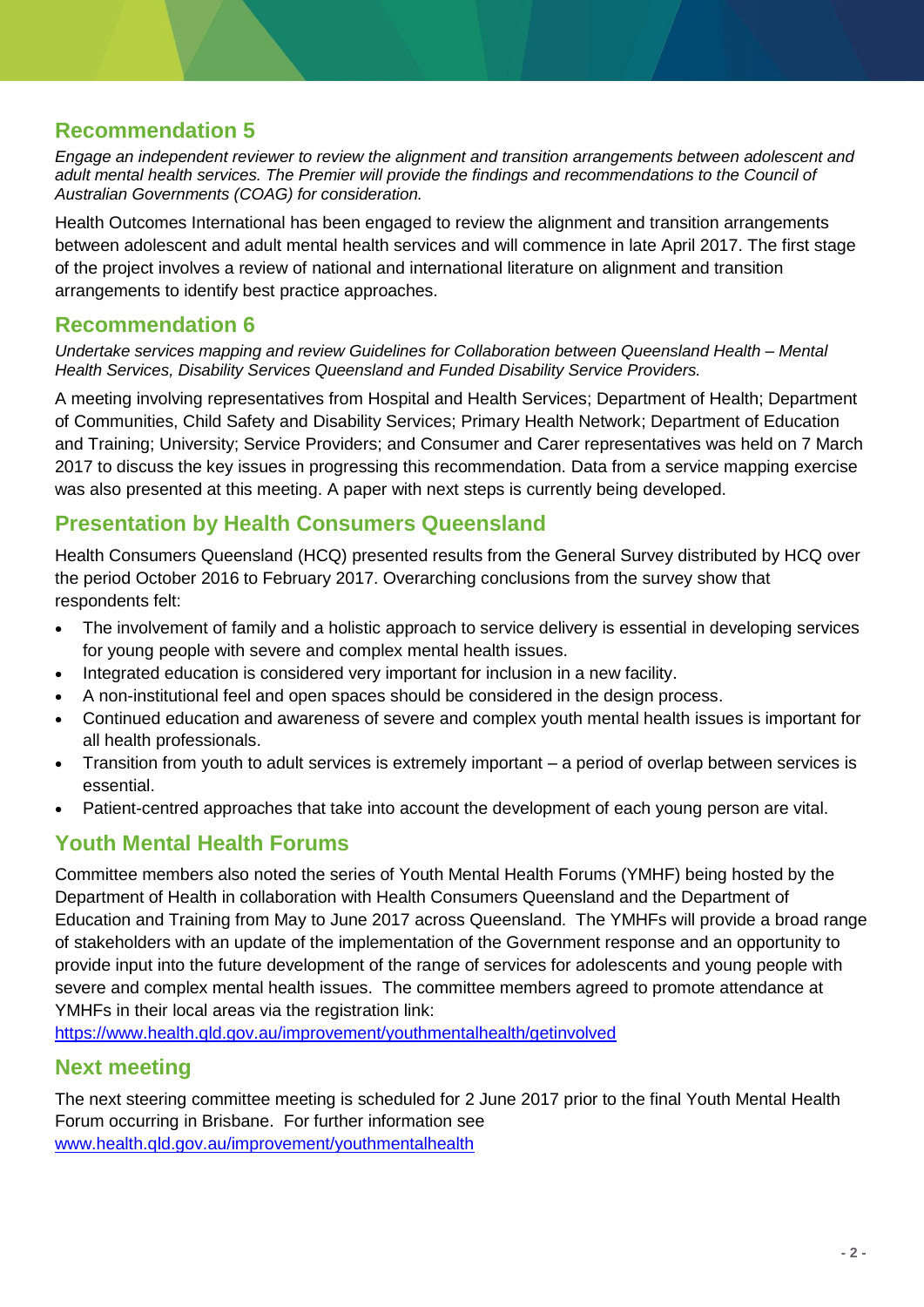## Recommendation 5

*Engage an independent reviewer to review the alignment and transition arrangements between adolescent and adult mental health services. The Premier will provide the findings and recommendations to the Council of Australian Governments (COAG) for consideration.*

Health Outcomes International has been engaged to review the alignment and transition arrangements between adolescent and adult mental health services and will commence in late April 2017. The first stage of the project involves a review of national and international literature on alignment and transition arrangements to identify best practice approaches.

## Recommendation 6

*Undertake services mapping and review Guidelines for Collaboration between Queensland Health – Mental Health Services, Disability Services Queensland and Funded Disability Service Providers.*

A meeting involving representatives from Hospital and Health Services; Department of Health; Department of Communities, Child Safety and Disability Services; Primary Health Network; Department of Education and Training; University; Service Providers; and Consumer and Carer representatives was held on 7 March 2017 to discuss the key issues in progressing this recommendation. Data from a service mapping exercise was also presented at this meeting. A paper with next steps is currently being developed.

## Presentation by Health Consumers Queensland

Health Consumers Queensland (HCQ) presented results from the General Survey distributed by HCQ over the period October 2016 to February 2017. Overarching conclusions from the survey show that respondents felt:

- The involvement of family and a holistic approach to service delivery is essential in developing services for young people with severe and complex mental health issues.
- Integrated education is considered very important for inclusion in a new facility.
- A non-institutional feel and open spaces should be considered in the design process.
- Continued education and awareness of severe and complex youth mental health issues is important for all health professionals.
- Transition from youth to adult services is extremely important – a period of overlap between services is essential.
- Patient-centred approaches that take into account the development of each young person are vital.

## Youth Mental Health Forums

Committee members also noted the series of Youth Mental Health Forums (YMHF) being hosted by the Department of Health in collaboration with Health Consumers Queensland and the Department of Education and Training from May to June 2017 across Queensland. The YMHFs will provide a broad range of stakeholders with an update of the implementation of the Government response and an opportunity to provide input into the future development of the range of services for adolescents and young people with severe and complex mental health issues. The committee members agreed to promote attendance at YMHFs in their local areas via the registration link:
[https://www.health.qld.gov.au/improvement/youthmentalhealth/getinvolved](https://www.health.qld.gov.au/improvement/youthmentalhealth/getinvolved)

## Next meeting

The next steering committee meeting is scheduled for 2 June 2017 prior to the final Youth Mental Health Forum occurring in Brisbane. For further information see
[www.health.qld.gov.au/improvement/youthmentalhealth](www.health.qld.gov.au/improvement/youthmentalhealth)